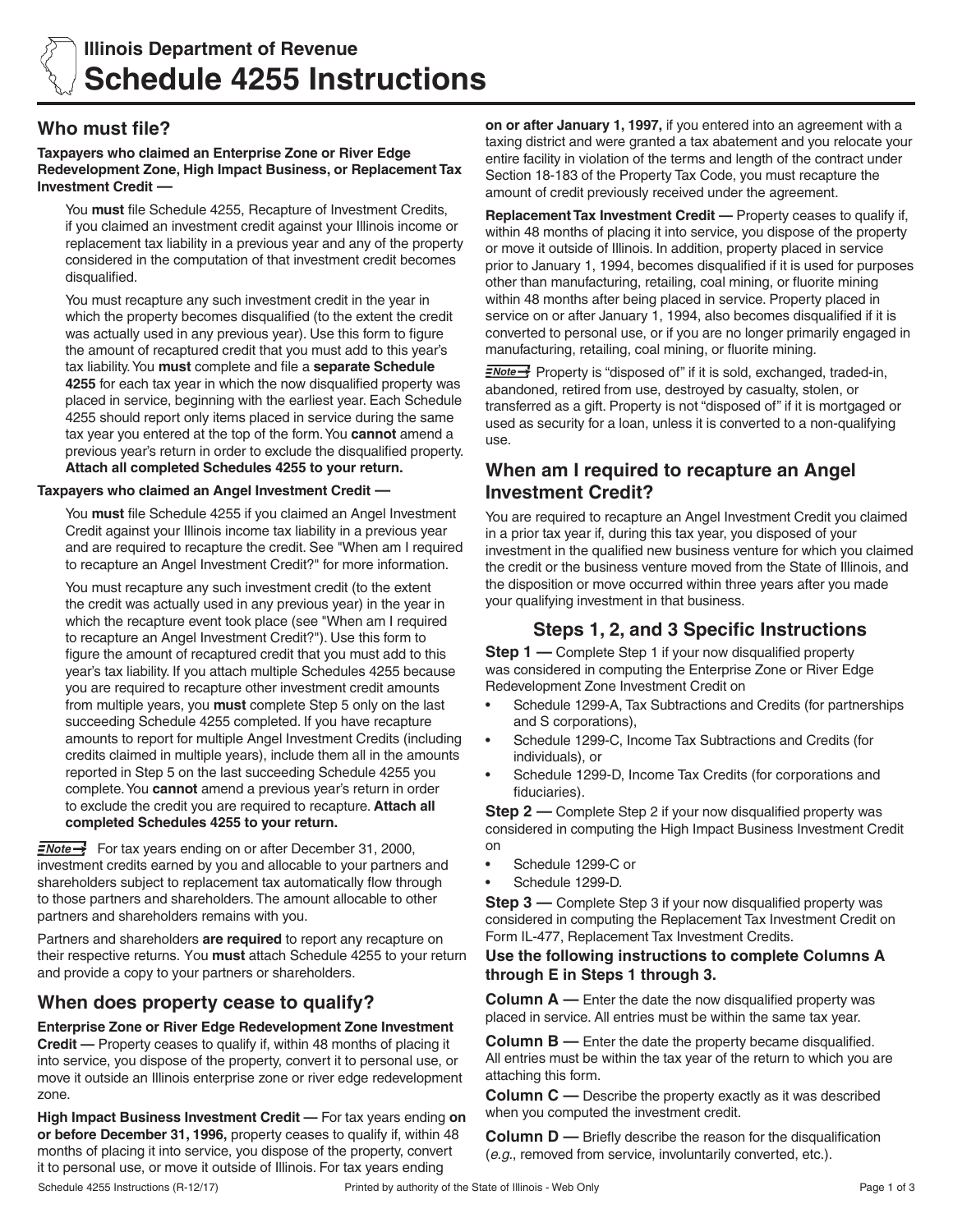# Illinois Department of Revenue
# Schedule 4255 Instructions

## Who must file?

**Taxpayers who claimed an Enterprise Zone or River Edge Redevelopment Zone, High Impact Business, or Replacement Tax Investment Credit —**

You **must** file Schedule 4255, Recapture of Investment Credits, if you claimed an investment credit against your Illinois income or replacement tax liability in a previous year and any of the property considered in the computation of that investment credit becomes disqualified.

You must recapture any such investment credit in the year in which the property becomes disqualified (to the extent the credit was actually used in any previous year). Use this form to figure the amount of recaptured credit that you must add to this year's tax liability. You **must** complete and file a **separate Schedule 4255** for each tax year in which the now disqualified property was placed in service, beginning with the earliest year. Each Schedule 4255 should report only items placed in service during the same tax year you entered at the top of the form. You **cannot** amend a previous year's return in order to exclude the disqualified property. **Attach all completed Schedules 4255 to your return.**

**Taxpayers who claimed an Angel Investment Credit —**

You **must** file Schedule 4255 if you claimed an Angel Investment Credit against your Illinois income tax liability in a previous year and are required to recapture the credit. See "When am I required to recapture an Angel Investment Credit?" for more information.

You must recapture any such investment credit (to the extent the credit was actually used in any previous year) in the year in which the recapture event took place (see "When am I required to recapture an Angel Investment Credit?"). Use this form to figure the amount of recaptured credit that you must add to this year's tax liability. If you attach multiple Schedules 4255 because you are required to recapture other investment credit amounts from multiple years, you **must** complete Step 5 only on the last succeeding Schedule 4255 completed. If you have recapture amounts to report for multiple Angel Investment Credits (including credits claimed in multiple years), include them all in the amounts reported in Step 5 on the last succeeding Schedule 4255 you complete. You **cannot** amend a previous year's return in order to exclude the credit you are required to recapture. **Attach all completed Schedules 4255 to your return.**

**Note:** For tax years ending on or after December 31, 2000, investment credits earned by you and allocable to your partners and shareholders subject to replacement tax automatically flow through to those partners and shareholders. The amount allocable to other partners and shareholders remains with you.

Partners and shareholders **are required** to report any recapture on their respective returns. You **must** attach Schedule 4255 to your return and provide a copy to your partners or shareholders.

## When does property cease to qualify?

**Enterprise Zone or River Edge Redevelopment Zone Investment Credit —** Property ceases to qualify if, within 48 months of placing it into service, you dispose of the property, convert it to personal use, or move it outside an Illinois enterprise zone or river edge redevelopment zone.

**High Impact Business Investment Credit —** For tax years ending **on or before December 31, 1996,** property ceases to qualify if, within 48 months of placing it into service, you dispose of the property, convert it to personal use, or move it outside of Illinois. For tax years ending **on or after January 1, 1997,** if you entered into an agreement with a taxing district and were granted a tax abatement and you relocate your entire facility in violation of the terms and length of the contract under Section 18-183 of the Property Tax Code, you must recapture the amount of credit previously received under the agreement.

**Replacement Tax Investment Credit —** Property ceases to qualify if, within 48 months of placing it into service, you dispose of the property or move it outside of Illinois. In addition, property placed in service prior to January 1, 1994, becomes disqualified if it is used for purposes other than manufacturing, retailing, coal mining, or fluorite mining within 48 months after being placed in service. Property placed in service on or after January 1, 1994, also becomes disqualified if it is converted to personal use, or if you are no longer primarily engaged in manufacturing, retailing, coal mining, or fluorite mining.

**Note:** Property is "disposed of" if it is sold, exchanged, traded-in, abandoned, retired from use, destroyed by casualty, stolen, or transferred as a gift. Property is not "disposed of" if it is mortgaged or used as security for a loan, unless it is converted to a non-qualifying use.

## When am I required to recapture an Angel Investment Credit?

You are required to recapture an Angel Investment Credit you claimed in a prior tax year if, during this tax year, you disposed of your investment in the qualified new business venture for which you claimed the credit or the business venture moved from the State of Illinois, and the disposition or move occurred within three years after you made your qualifying investment in that business.

### Steps 1, 2, and 3 Specific Instructions

**Step 1 —** Complete Step 1 if your now disqualified property was considered in computing the Enterprise Zone or River Edge Redevelopment Zone Investment Credit on

- Schedule 1299-A, Tax Subtractions and Credits (for partnerships and S corporations),
- Schedule 1299-C, Income Tax Subtractions and Credits (for individuals), or
- Schedule 1299-D, Income Tax Credits (for corporations and fiduciaries).

**Step 2 —** Complete Step 2 if your now disqualified property was considered in computing the High Impact Business Investment Credit on

- Schedule 1299-C or
- Schedule 1299-D.

**Step 3 —** Complete Step 3 if your now disqualified property was considered in computing the Replacement Tax Investment Credit on Form IL-477, Replacement Tax Investment Credits.

**Use the following instructions to complete Columns A through E in Steps 1 through 3.**

**Column A —** Enter the date the now disqualified property was placed in service. All entries must be within the same tax year.

**Column B —** Enter the date the property became disqualified. All entries must be within the tax year of the return to which you are attaching this form.

**Column C —** Describe the property exactly as it was described when you computed the investment credit.

**Column D —** Briefly describe the reason for the disqualification (*e.g.*, removed from service, involuntarily converted, etc.).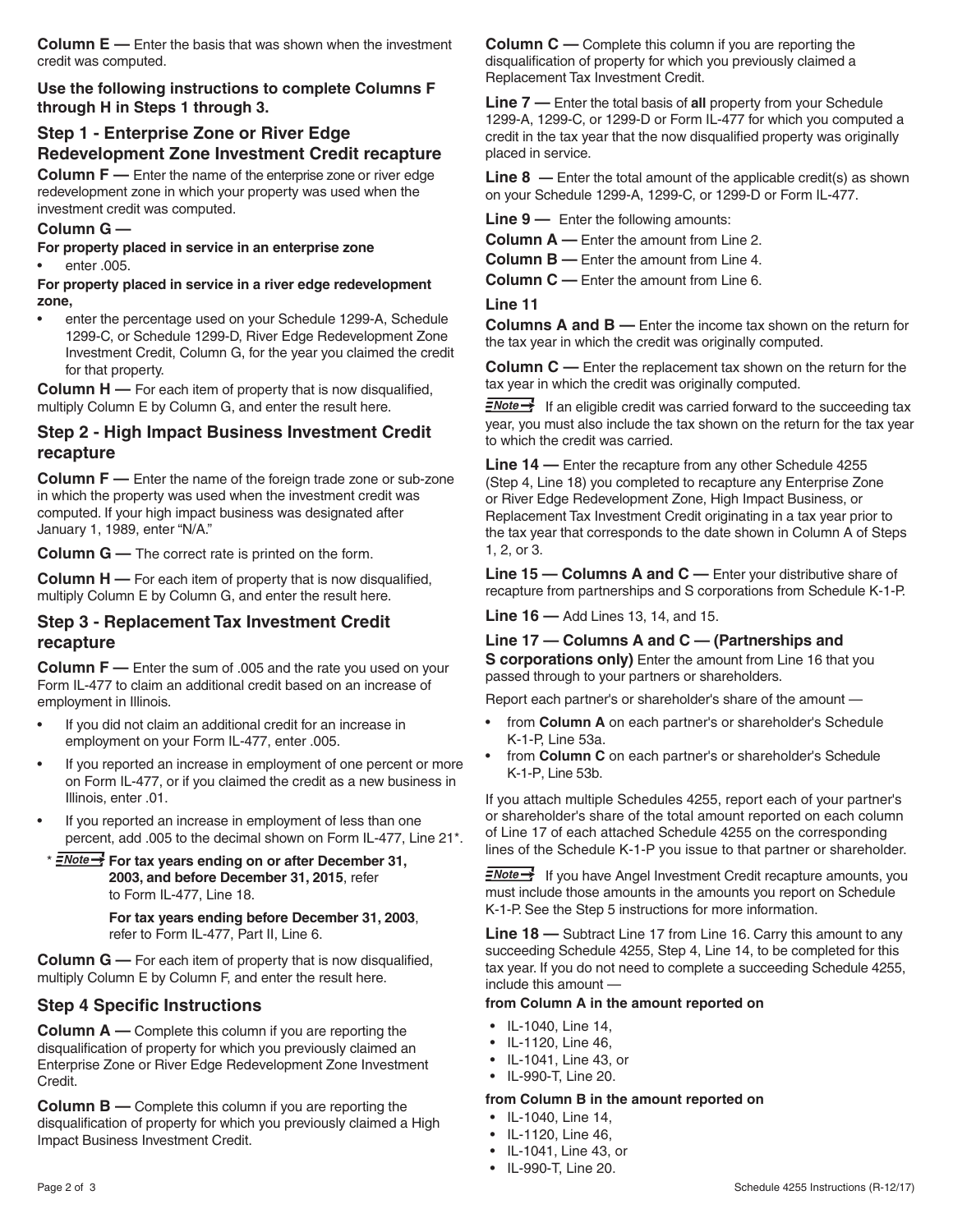**Column E —** Enter the basis that was shown when the investment credit was computed.

**Use the following instructions to complete Columns F through H in Steps 1 through 3.**

## Step 1 - Enterprise Zone or River Edge Redevelopment Zone Investment Credit recapture

**Column F —** Enter the name of the enterprise zone or river edge redevelopment zone in which your property was used when the investment credit was computed.

**Column G —**

**For property placed in service in an enterprise zone**

- enter .005.

**For property placed in service in a river edge redevelopment zone,**

- enter the percentage used on your Schedule 1299-A, Schedule 1299-C, or Schedule 1299-D, River Edge Redevelopment Zone Investment Credit, Column G, for the year you claimed the credit for that property.

**Column H —** For each item of property that is now disqualified, multiply Column E by Column G, and enter the result here.

## Step 2 - High Impact Business Investment Credit recapture

**Column F —** Enter the name of the foreign trade zone or sub-zone in which the property was used when the investment credit was computed. If your high impact business was designated after January 1, 1989, enter "N/A."

**Column G —** The correct rate is printed on the form.

**Column H —** For each item of property that is now disqualified, multiply Column E by Column G, and enter the result here.

## Step 3 - Replacement Tax Investment Credit recapture

**Column F —** Enter the sum of .005 and the rate you used on your Form IL-477 to claim an additional credit based on an increase of employment in Illinois.

- If you did not claim an additional credit for an increase in employment on your Form IL-477, enter .005.
- If you reported an increase in employment of one percent or more on Form IL-477, or if you claimed the credit as a new business in Illinois, enter .01.
- If you reported an increase in employment of less than one percent, add .005 to the decimal shown on Form IL-477, Line 21*.

\* **Note** **For tax years ending on or after December 31, 2003, and before December 31, 2015**, refer to Form IL-477, Line 18.

**For tax years ending before December 31, 2003**, refer to Form IL-477, Part II, Line 6.

**Column G —** For each item of property that is now disqualified, multiply Column E by Column F, and enter the result here.

## Step 4 Specific Instructions

**Column A —** Complete this column if you are reporting the disqualification of property for which you previously claimed an Enterprise Zone or River Edge Redevelopment Zone Investment Credit.

**Column B —** Complete this column if you are reporting the disqualification of property for which you previously claimed a High Impact Business Investment Credit.

**Column C —** Complete this column if you are reporting the disqualification of property for which you previously claimed a Replacement Tax Investment Credit.

**Line 7 —** Enter the total basis of **all** property from your Schedule 1299-A, 1299-C, or 1299-D or Form IL-477 for which you computed a credit in the tax year that the now disqualified property was originally placed in service.

**Line 8 —** Enter the total amount of the applicable credit(s) as shown on your Schedule 1299-A, 1299-C, or 1299-D or Form IL-477.

**Line 9 —** Enter the following amounts:

**Column A —** Enter the amount from Line 2.

**Column B —** Enter the amount from Line 4.

**Column C —** Enter the amount from Line 6.

**Line 11**

**Columns A and B —** Enter the income tax shown on the return for the tax year in which the credit was originally computed.

**Column C —** Enter the replacement tax shown on the return for the tax year in which the credit was originally computed.

**Note** If an eligible credit was carried forward to the succeeding tax year, you must also include the tax shown on the return for the tax year to which the credit was carried.

**Line 14 —** Enter the recapture from any other Schedule 4255 (Step 4, Line 18) you completed to recapture any Enterprise Zone or River Edge Redevelopment Zone, High Impact Business, or Replacement Tax Investment Credit originating in a tax year prior to the tax year that corresponds to the date shown in Column A of Steps 1, 2, or 3.

**Line 15 — Columns A and C —** Enter your distributive share of recapture from partnerships and S corporations from Schedule K-1-P.

**Line 16 —** Add Lines 13, 14, and 15.

**Line 17 — Columns A and C — (Partnerships and S corporations only)** Enter the amount from Line 16 that you passed through to your partners or shareholders.

Report each partner's or shareholder's share of the amount —

- from **Column A** on each partner's or shareholder's Schedule K-1-P, Line 53a.
- from **Column C** on each partner's or shareholder's Schedule K-1-P, Line 53b.

If you attach multiple Schedules 4255, report each of your partner's or shareholder's share of the total amount reported on each column of Line 17 of each attached Schedule 4255 on the corresponding lines of the Schedule K-1-P you issue to that partner or shareholder.

**Note** If you have Angel Investment Credit recapture amounts, you must include those amounts in the amounts you report on Schedule K-1-P. See the Step 5 instructions for more information.

**Line 18 —** Subtract Line 17 from Line 16. Carry this amount to any succeeding Schedule 4255, Step 4, Line 14, to be completed for this tax year. If you do not need to complete a succeeding Schedule 4255, include this amount —

**from Column A in the amount reported on**

- IL-1040, Line 14,
- IL-1120, Line 46,
- IL-1041, Line 43, or
- IL-990-T, Line 20.

**from Column B in the amount reported on**

- IL-1040, Line 14,
- IL-1120, Line 46,
- IL-1041, Line 43, or
- IL-990-T, Line 20.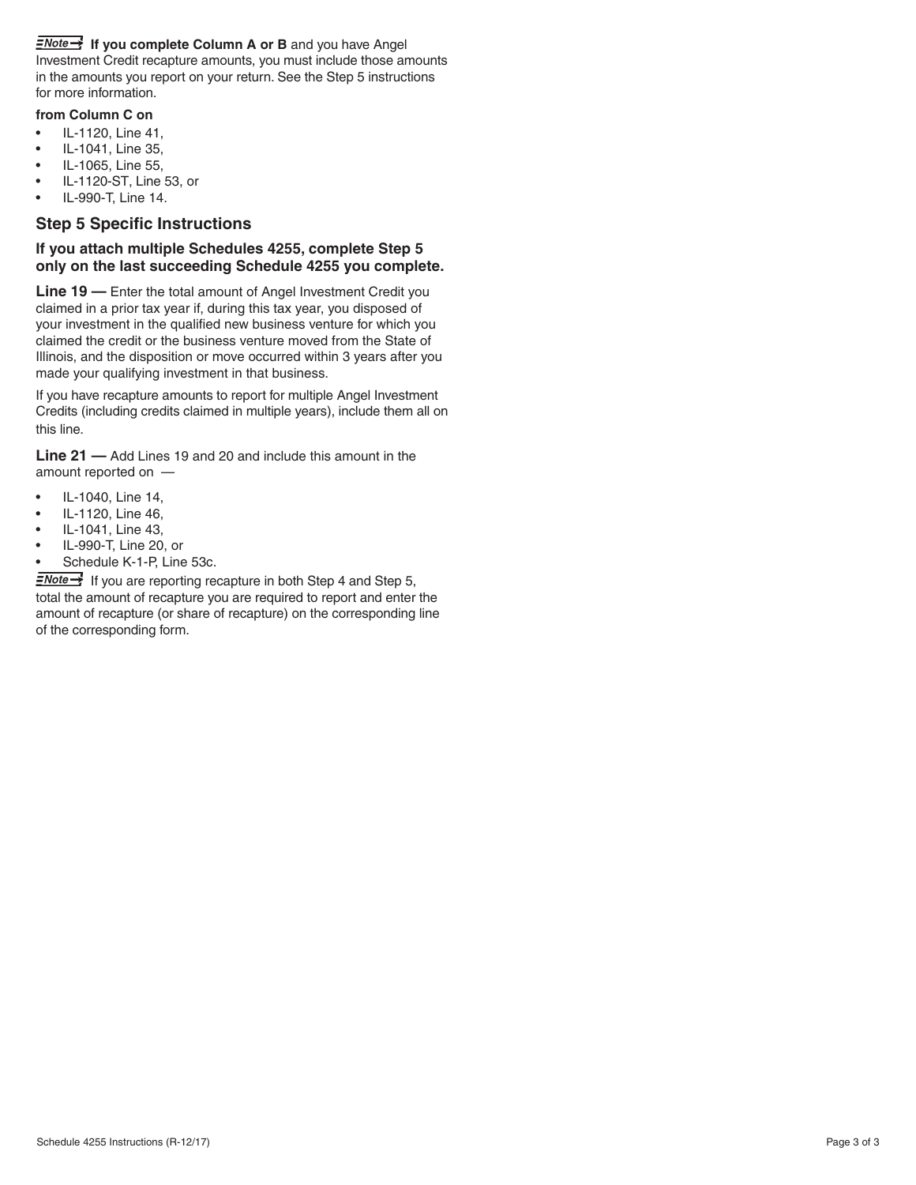**Note →** **If you complete Column A or B** and you have Angel Investment Credit recapture amounts, you must include those amounts in the amounts you report on your return. See the Step 5 instructions for more information.

**from Column C on**

- IL-1120, Line 41,
- IL-1041, Line 35,
- IL-1065, Line 55,
- IL-1120-ST, Line 53, or
- IL-990-T, Line 14.

## Step 5 Specific Instructions

### If you attach multiple Schedules 4255, complete Step 5 only on the last succeeding Schedule 4255 you complete.

**Line 19 —** Enter the total amount of Angel Investment Credit you claimed in a prior tax year if, during this tax year, you disposed of your investment in the qualified new business venture for which you claimed the credit or the business venture moved from the State of Illinois, and the disposition or move occurred within 3 years after you made your qualifying investment in that business.

If you have recapture amounts to report for multiple Angel Investment Credits (including credits claimed in multiple years), include them all on this line.

**Line 21 —** Add Lines 19 and 20 and include this amount in the amount reported on —

- IL-1040, Line 14,
- IL-1120, Line 46,
- IL-1041, Line 43,
- IL-990-T, Line 20, or
- Schedule K-1-P, Line 53c.

**Note →** If you are reporting recapture in both Step 4 and Step 5, total the amount of recapture you are required to report and enter the amount of recapture (or share of recapture) on the corresponding line of the corresponding form.

Schedule 4255 Instructions (R-12/17)